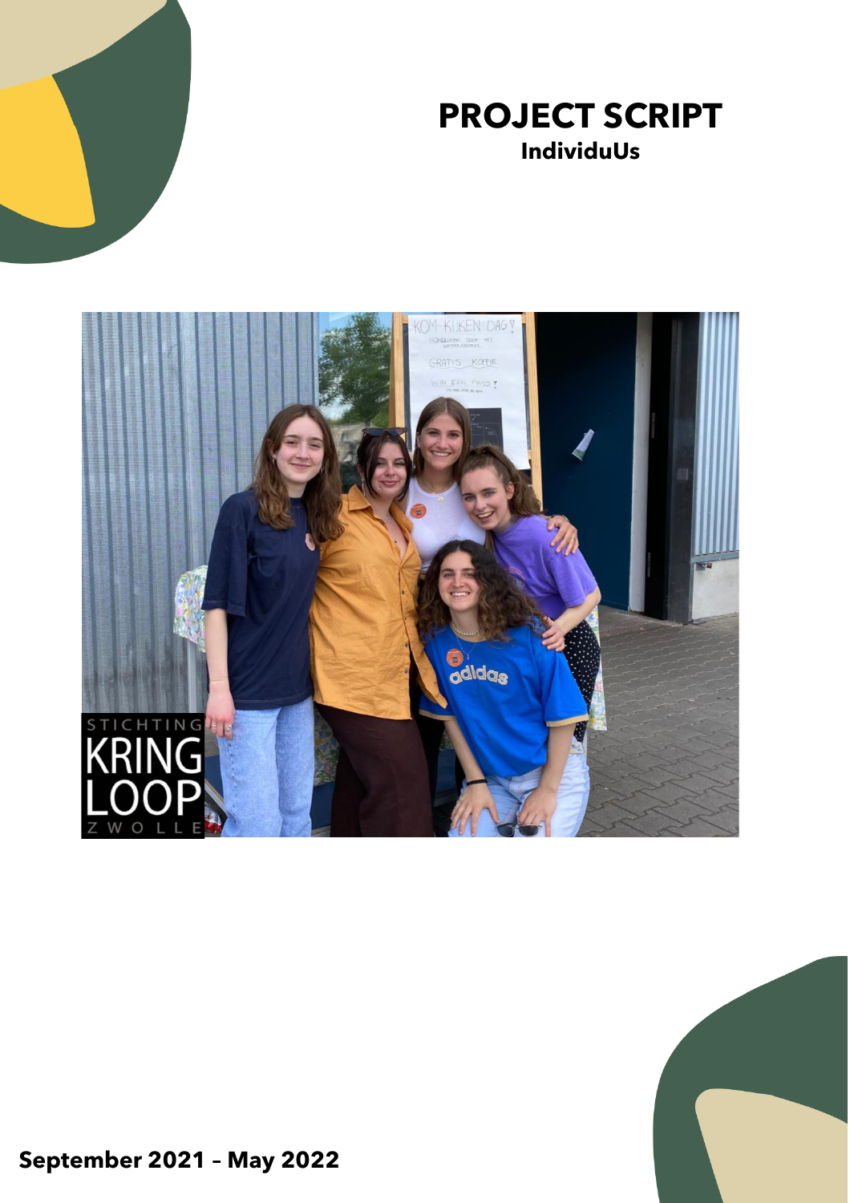# PROJECT SCRIPT

**IndividuUs**

**September 2021 – May 2022**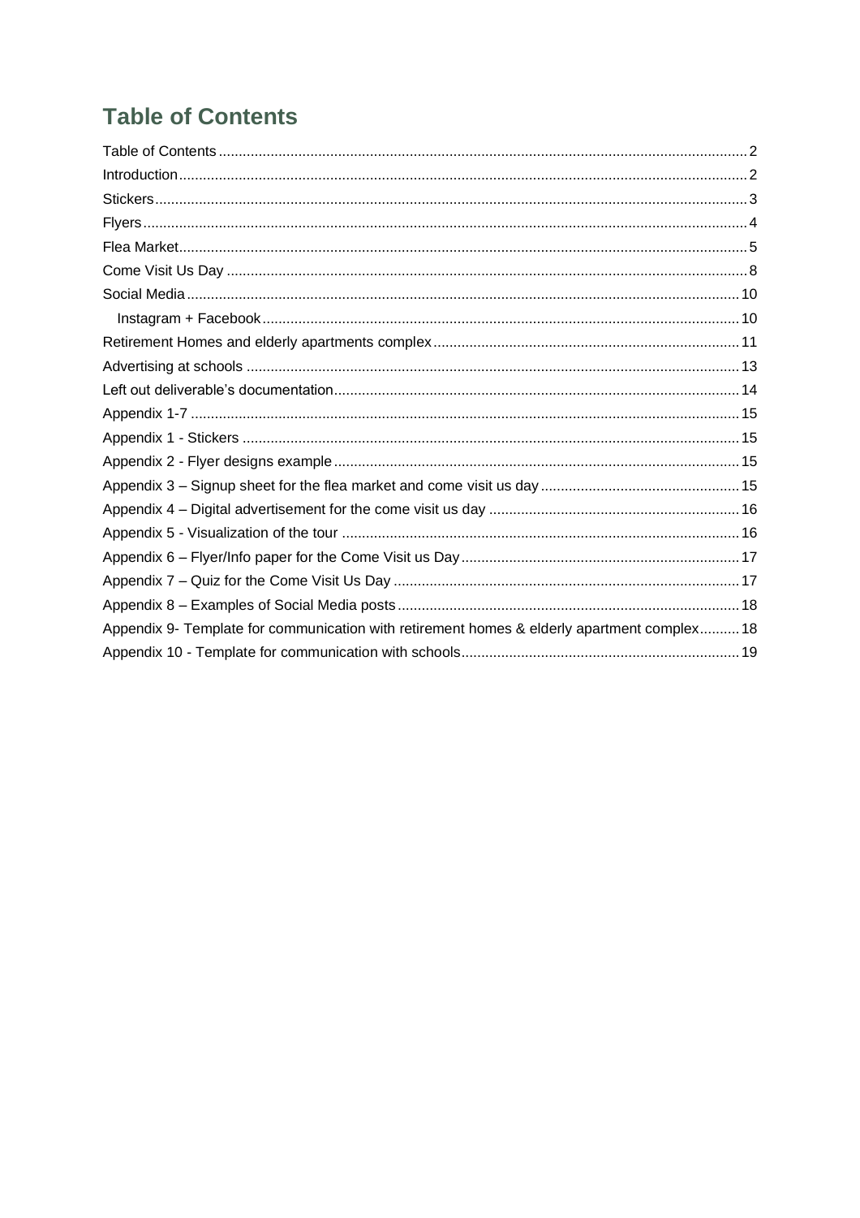# Table of Contents

Table of Contents ........................................................ 2
Introduction ........................................................ 2
Stickers ........................................................ 3
Flyers ........................................................ 4
Flea Market ........................................................ 5
Come Visit Us Day ........................................................ 8
Social Media ........................................................ 10
  Instagram + Facebook ........................................................ 10
Retirement Homes and elderly apartments complex ........................................................ 11
Advertising at schools ........................................................ 13
Left out deliverable's documentation ........................................................ 14
Appendix 1-7 ........................................................ 15
Appendix 1 - Stickers ........................................................ 15
Appendix 2 - Flyer designs example ........................................................ 15
Appendix 3 – Signup sheet for the flea market and come visit us day ........................................................ 15
Appendix 4 – Digital advertisement for the come visit us day ........................................................ 16
Appendix 5 - Visualization of the tour ........................................................ 16
Appendix 6 – Flyer/Info paper for the Come Visit us Day ........................................................ 17
Appendix 7 – Quiz for the Come Visit Us Day ........................................................ 17
Appendix 8 – Examples of Social Media posts ........................................................ 18
Appendix 9- Template for communication with retirement homes & elderly apartment complex .......... 18
Appendix 10 - Template for communication with schools ........................................................ 19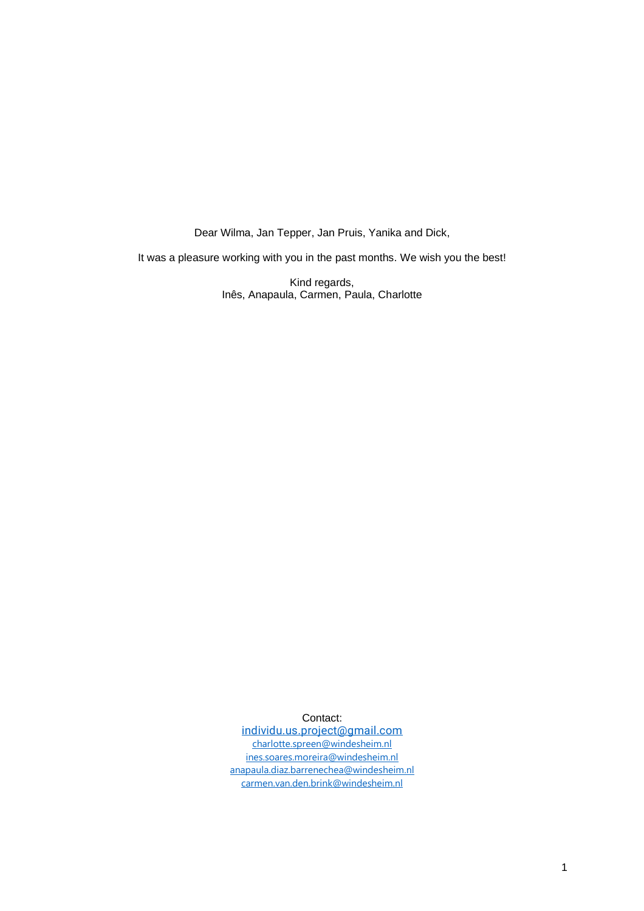Dear Wilma, Jan Tepper, Jan Pruis, Yanika and Dick,

It was a pleasure working with you in the past months. We wish you the best!

Kind regards,
Inês, Anapaula, Carmen, Paula, Charlotte

Contact:
individu.us.project@gmail.com
charlotte.spreen@windesheim.nl
ines.soares.moreira@windesheim.nl
anapaula.diaz.barrenechea@windesheim.nl
carmen.van.den.brink@windesheim.nl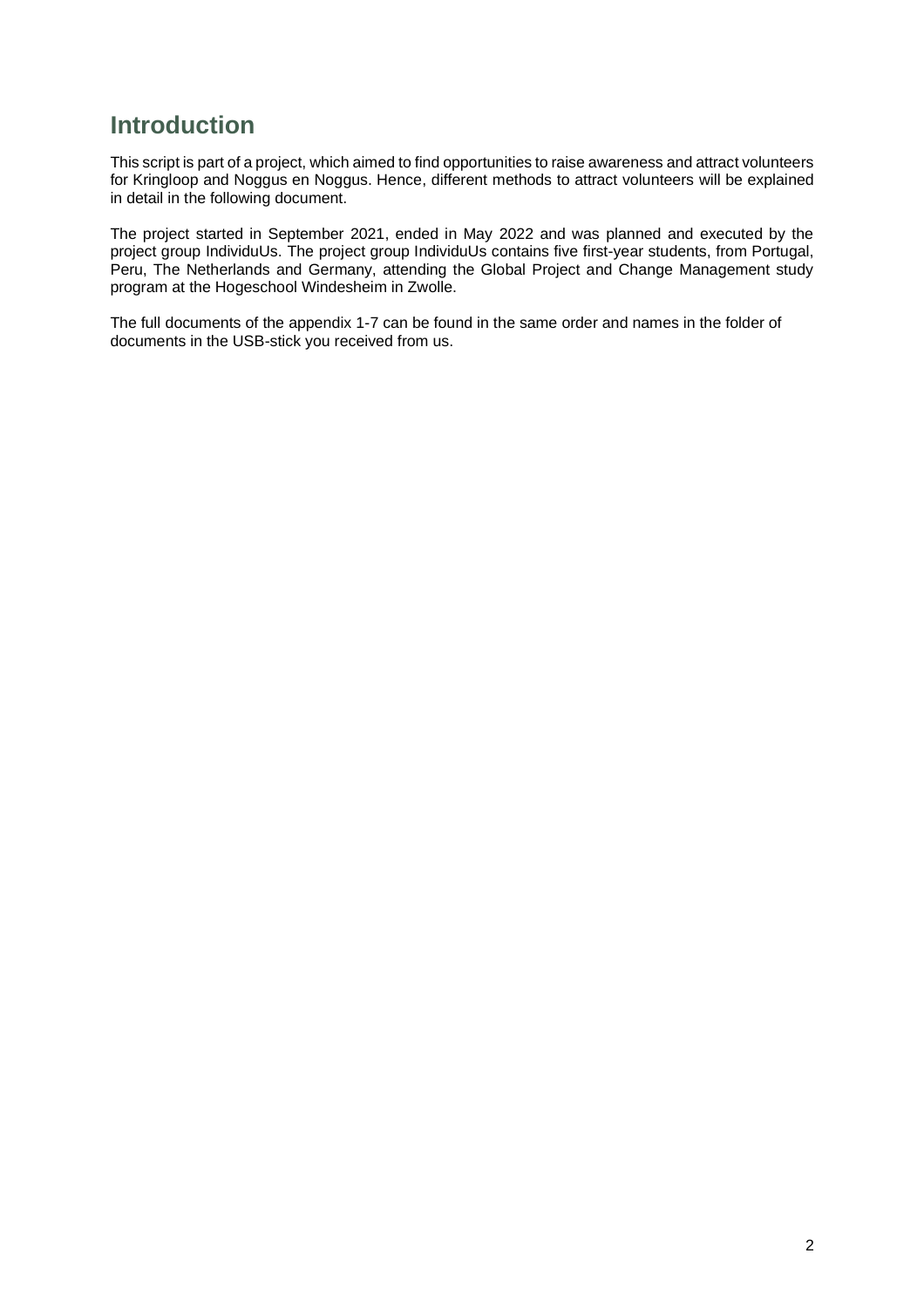# Introduction

This script is part of a project, which aimed to find opportunities to raise awareness and attract volunteers for Kringloop and Noggus en Noggus. Hence, different methods to attract volunteers will be explained in detail in the following document.

The project started in September 2021, ended in May 2022 and was planned and executed by the project group IndividuUs. The project group IndividuUs contains five first-year students, from Portugal, Peru, The Netherlands and Germany, attending the Global Project and Change Management study program at the Hogeschool Windesheim in Zwolle.

The full documents of the appendix 1-7 can be found in the same order and names in the folder of documents in the USB-stick you received from us.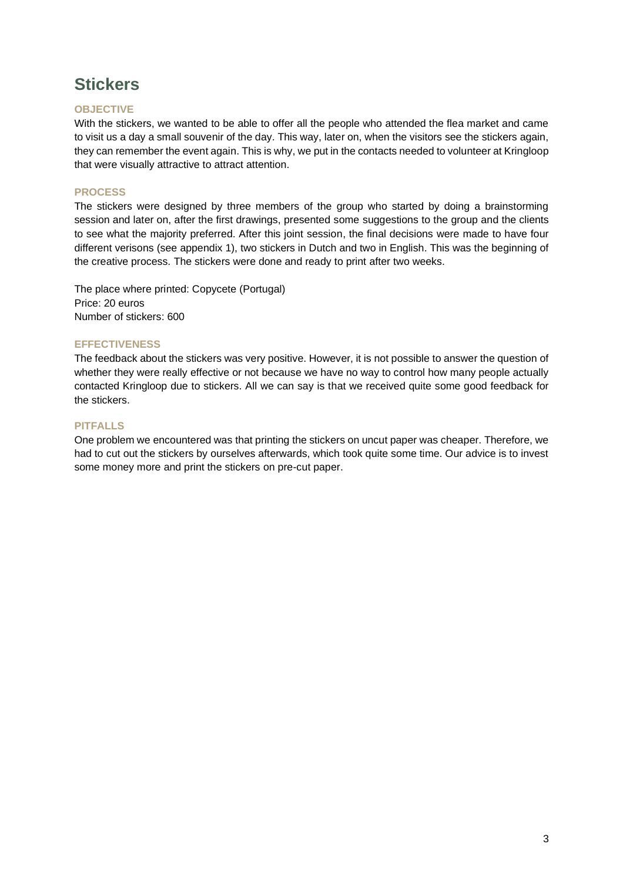## Stickers

### OBJECTIVE

With the stickers, we wanted to be able to offer all the people who attended the flea market and came to visit us a day a small souvenir of the day. This way, later on, when the visitors see the stickers again, they can remember the event again. This is why, we put in the contacts needed to volunteer at Kringloop that were visually attractive to attract attention.

### PROCESS

The stickers were designed by three members of the group who started by doing a brainstorming session and later on, after the first drawings, presented some suggestions to the group and the clients to see what the majority preferred. After this joint session, the final decisions were made to have four different verisons (see appendix 1), two stickers in Dutch and two in English. This was the beginning of the creative process. The stickers were done and ready to print after two weeks.

The place where printed: Copycete (Portugal)
Price: 20 euros
Number of stickers: 600

### EFFECTIVENESS

The feedback about the stickers was very positive. However, it is not possible to answer the question of whether they were really effective or not because we have no way to control how many people actually contacted Kringloop due to stickers. All we can say is that we received quite some good feedback for the stickers.

### PITFALLS

One problem we encountered was that printing the stickers on uncut paper was cheaper. Therefore, we had to cut out the stickers by ourselves afterwards, which took quite some time. Our advice is to invest some money more and print the stickers on pre-cut paper.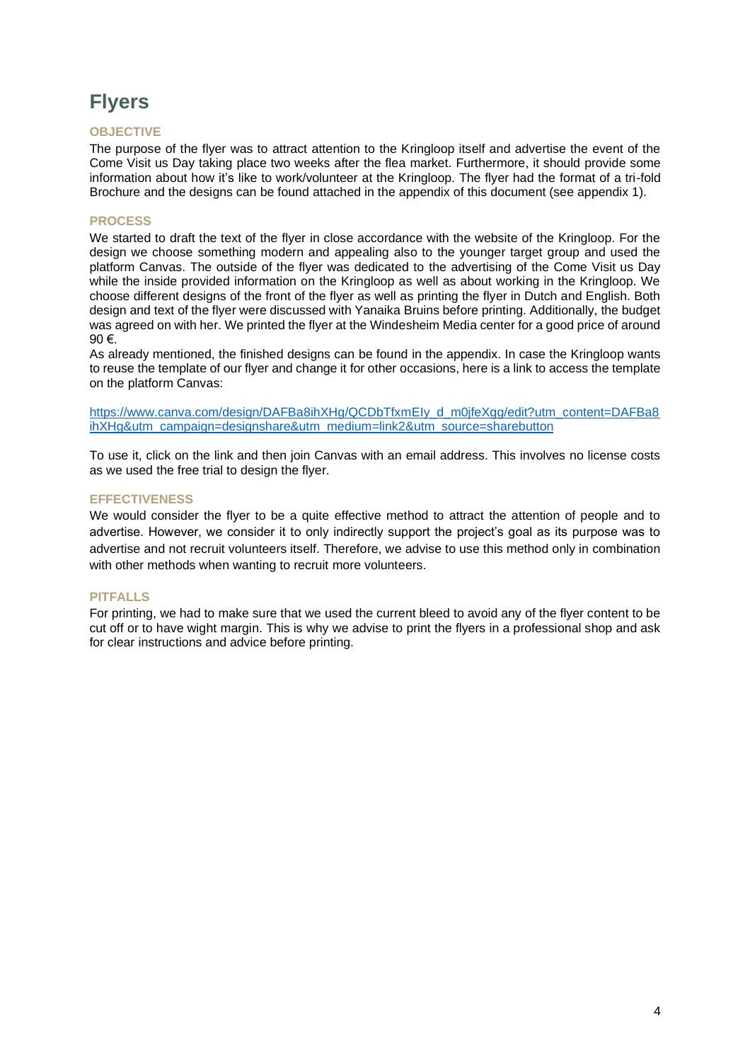## Flyers

### OBJECTIVE

The purpose of the flyer was to attract attention to the Kringloop itself and advertise the event of the Come Visit us Day taking place two weeks after the flea market. Furthermore, it should provide some information about how it's like to work/volunteer at the Kringloop. The flyer had the format of a tri-fold Brochure and the designs can be found attached in the appendix of this document (see appendix 1).

### PROCESS

We started to draft the text of the flyer in close accordance with the website of the Kringloop. For the design we choose something modern and appealing also to the younger target group and used the platform Canvas. The outside of the flyer was dedicated to the advertising of the Come Visit us Day while the inside provided information on the Kringloop as well as about working in the Kringloop. We choose different designs of the front of the flyer as well as printing the flyer in Dutch and English. Both design and text of the flyer were discussed with Yanaika Bruins before printing. Additionally, the budget was agreed on with her. We printed the flyer at the Windesheim Media center for a good price of around 90 €.

As already mentioned, the finished designs can be found in the appendix. In case the Kringloop wants to reuse the template of our flyer and change it for other occasions, here is a link to access the template on the platform Canvas:

https://www.canva.com/design/DAFBa8ihXHg/QCDbTfxmEIy_d_m0jfeXgg/edit?utm_content=DAFBa8ihXHg&utm_campaign=designshare&utm_medium=link2&utm_source=sharebutton

To use it, click on the link and then join Canvas with an email address. This involves no license costs as we used the free trial to design the flyer.

### EFFECTIVENESS

We would consider the flyer to be a quite effective method to attract the attention of people and to advertise. However, we consider it to only indirectly support the project's goal as its purpose was to advertise and not recruit volunteers itself. Therefore, we advise to use this method only in combination with other methods when wanting to recruit more volunteers.

### PITFALLS

For printing, we had to make sure that we used the current bleed to avoid any of the flyer content to be cut off or to have wight margin. This is why we advise to print the flyers in a professional shop and ask for clear instructions and advice before printing.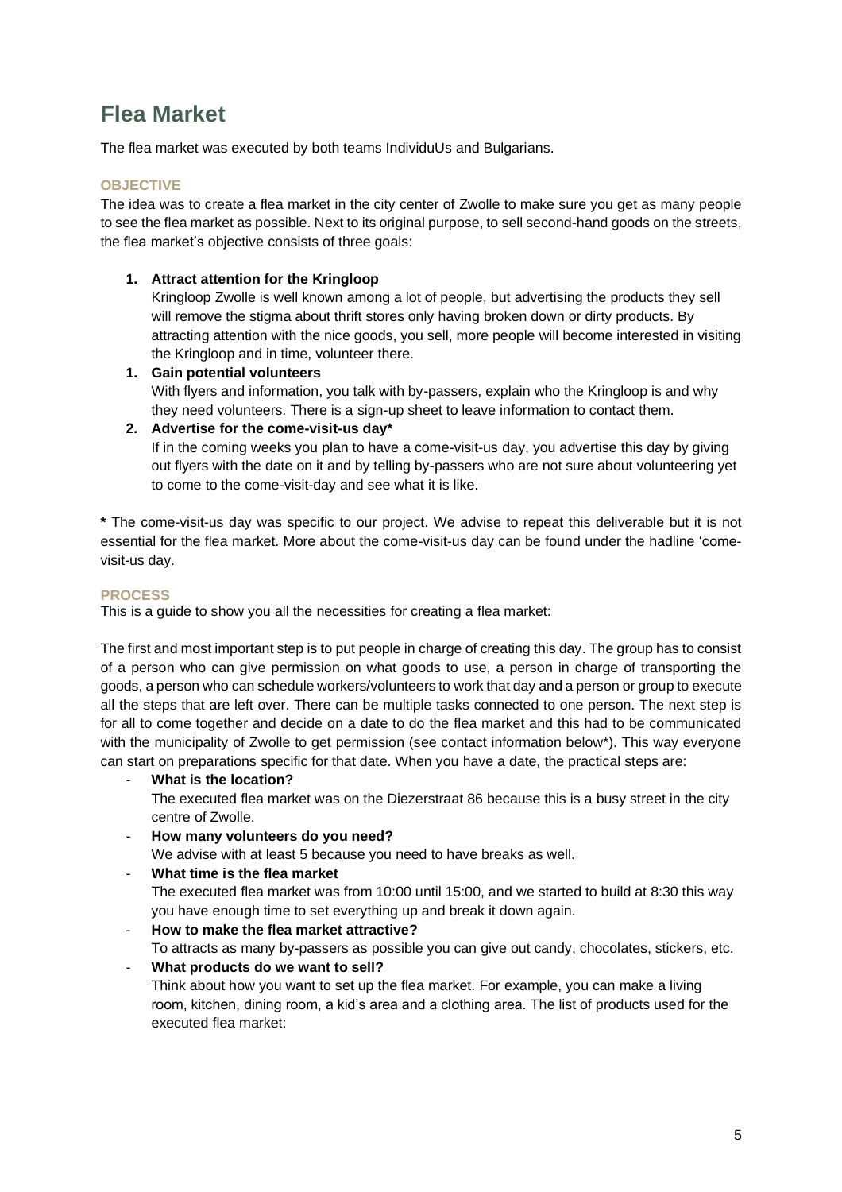# Flea Market

The flea market was executed by both teams IndividuUs and Bulgarians.

### OBJECTIVE

The idea was to create a flea market in the city center of Zwolle to make sure you get as many people to see the flea market as possible. Next to its original purpose, to sell second-hand goods on the streets, the flea market's objective consists of three goals:

1. **Attract attention for the Kringloop**
   Kringloop Zwolle is well known among a lot of people, but advertising the products they sell will remove the stigma about thrift stores only having broken down or dirty products. By attracting attention with the nice goods, you sell, more people will become interested in visiting the Kringloop and in time, volunteer there.
1. **Gain potential volunteers**
   With flyers and information, you talk with by-passers, explain who the Kringloop is and why they need volunteers. There is a sign-up sheet to leave information to contact them.
2. **Advertise for the come-visit-us day***
   If in the coming weeks you plan to have a come-visit-us day, you advertise this day by giving out flyers with the date on it and by telling by-passers who are not sure about volunteering yet to come to the come-visit-day and see what it is like.

**\*** The come-visit-us day was specific to our project. We advise to repeat this deliverable but it is not essential for the flea market. More about the come-visit-us day can be found under the hadline 'come-visit-us day.

### PROCESS

This is a guide to show you all the necessities for creating a flea market:

The first and most important step is to put people in charge of creating this day. The group has to consist of a person who can give permission on what goods to use, a person in charge of transporting the goods, a person who can schedule workers/volunteers to work that day and a person or group to execute all the steps that are left over. There can be multiple tasks connected to one person. The next step is for all to come together and decide on a date to do the flea market and this had to be communicated with the municipality of Zwolle to get permission (see contact information below*). This way everyone can start on preparations specific for that date. When you have a date, the practical steps are:

- **What is the location?**
  The executed flea market was on the Diezerstraat 86 because this is a busy street in the city centre of Zwolle.
- **How many volunteers do you need?**
  We advise with at least 5 because you need to have breaks as well.
- **What time is the flea market**
  The executed flea market was from 10:00 until 15:00, and we started to build at 8:30 this way you have enough time to set everything up and break it down again.
- **How to make the flea market attractive?**
  To attracts as many by-passers as possible you can give out candy, chocolates, stickers, etc.
- **What products do we want to sell?**
  Think about how you want to set up the flea market. For example, you can make a living room, kitchen, dining room, a kid's area and a clothing area. The list of products used for the executed flea market: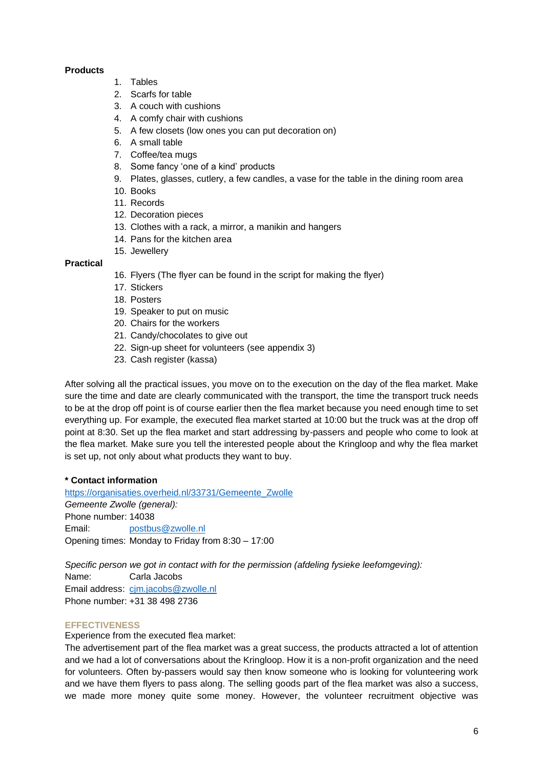**Products**

1. Tables
2. Scarfs for table
3. A couch with cushions
4. A comfy chair with cushions
5. A few closets (low ones you can put decoration on)
6. A small table
7. Coffee/tea mugs
8. Some fancy 'one of a kind' products
9. Plates, glasses, cutlery, a few candles, a vase for the table in the dining room area
10. Books
11. Records
12. Decoration pieces
13. Clothes with a rack, a mirror, a manikin and hangers
14. Pans for the kitchen area
15. Jewellery

**Practical**

16. Flyers (The flyer can be found in the script for making the flyer)
17. Stickers
18. Posters
19. Speaker to put on music
20. Chairs for the workers
21. Candy/chocolates to give out
22. Sign-up sheet for volunteers (see appendix 3)
23. Cash register (kassa)

After solving all the practical issues, you move on to the execution on the day of the flea market. Make sure the time and date are clearly communicated with the transport, the time the transport truck needs to be at the drop off point is of course earlier then the flea market because you need enough time to set everything up. For example, the executed flea market started at 10:00 but the truck was at the drop off point at 8:30. Set up the flea market and start addressing by-passers and people who come to look at the flea market. Make sure you tell the interested people about the Kringloop and why the flea market is set up, not only about what products they want to buy.

**\* Contact information**

https://organisaties.overheid.nl/33731/Gemeente_Zwolle

*Gemeente Zwolle (general):*
Phone number: 14038
Email: postbus@zwolle.nl
Opening times: Monday to Friday from 8:30 – 17:00

*Specific person we got in contact with for the permission (afdeling fysieke leefomgeving):*
Name: Carla Jacobs
Email address: cjm.jacobs@zwolle.nl
Phone number: +31 38 498 2736

**EFFECTIVENESS**

Experience from the executed flea market:
The advertisement part of the flea market was a great success, the products attracted a lot of attention and we had a lot of conversations about the Kringloop. How it is a non-profit organization and the need for volunteers. Often by-passers would say then know someone who is looking for volunteering work and we have them flyers to pass along. The selling goods part of the flea market was also a success, we made more money quite some money. However, the volunteer recruitment objective was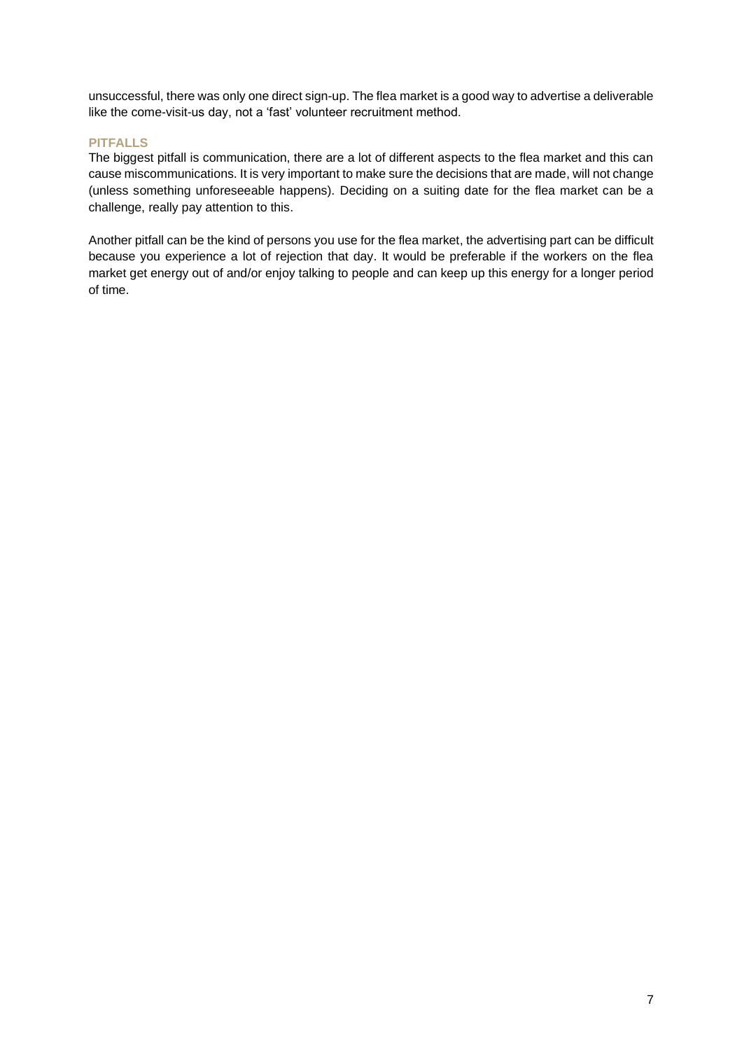unsuccessful, there was only one direct sign-up. The flea market is a good way to advertise a deliverable like the come-visit-us day, not a 'fast' volunteer recruitment method.

### PITFALLS

The biggest pitfall is communication, there are a lot of different aspects to the flea market and this can cause miscommunications. It is very important to make sure the decisions that are made, will not change (unless something unforeseeable happens). Deciding on a suiting date for the flea market can be a challenge, really pay attention to this.

Another pitfall can be the kind of persons you use for the flea market, the advertising part can be difficult because you experience a lot of rejection that day. It would be preferable if the workers on the flea market get energy out of and/or enjoy talking to people and can keep up this energy for a longer period of time.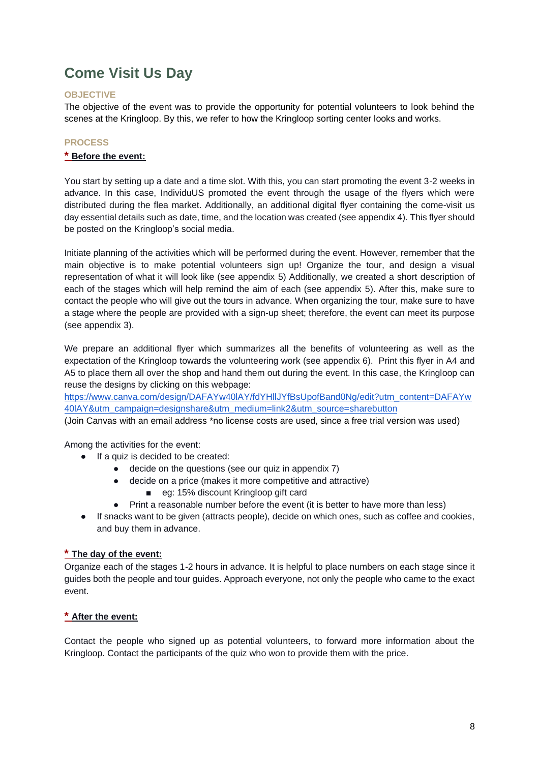# Come Visit Us Day

### OBJECTIVE

The objective of the event was to provide the opportunity for potential volunteers to look behind the scenes at the Kringloop. By this, we refer to how the Kringloop sorting center looks and works.

### PROCESS

**\* Before the event:**

You start by setting up a date and a time slot. With this, you can start promoting the event 3-2 weeks in advance. In this case, IndividuUS promoted the event through the usage of the flyers which were distributed during the flea market. Additionally, an additional digital flyer containing the come-visit us day essential details such as date, time, and the location was created (see appendix 4). This flyer should be posted on the Kringloop's social media.

Initiate planning of the activities which will be performed during the event. However, remember that the main objective is to make potential volunteers sign up! Organize the tour, and design a visual representation of what it will look like (see appendix 5) Additionally, we created a short description of each of the stages which will help remind the aim of each (see appendix 5). After this, make sure to contact the people who will give out the tours in advance. When organizing the tour, make sure to have a stage where the people are provided with a sign-up sheet; therefore, the event can meet its purpose (see appendix 3).

We prepare an additional flyer which summarizes all the benefits of volunteering as well as the expectation of the Kringloop towards the volunteering work (see appendix 6). Print this flyer in A4 and A5 to place them all over the shop and hand them out during the event. In this case, the Kringloop can reuse the designs by clicking on this webpage:
https://www.canva.com/design/DAFAYw40lAY/fdYHllJYfBsUpofBand0Ng/edit?utm_content=DAFAYw40lAY&utm_campaign=designshare&utm_medium=link2&utm_source=sharebutton
(Join Canvas with an email address *no license costs are used, since a free trial version was used)

Among the activities for the event:

- If a quiz is decided to be created:
  - decide on the questions (see our quiz in appendix 7)
  - decide on a price (makes it more competitive and attractive)
    - eg: 15% discount Kringloop gift card
  - Print a reasonable number before the event (it is better to have more than less)
- If snacks want to be given (attracts people), decide on which ones, such as coffee and cookies, and buy them in advance.

**\* The day of the event:**

Organize each of the stages 1-2 hours in advance. It is helpful to place numbers on each stage since it guides both the people and tour guides. Approach everyone, not only the people who came to the exact event.

**\* After the event:**

Contact the people who signed up as potential volunteers, to forward more information about the Kringloop. Contact the participants of the quiz who won to provide them with the price.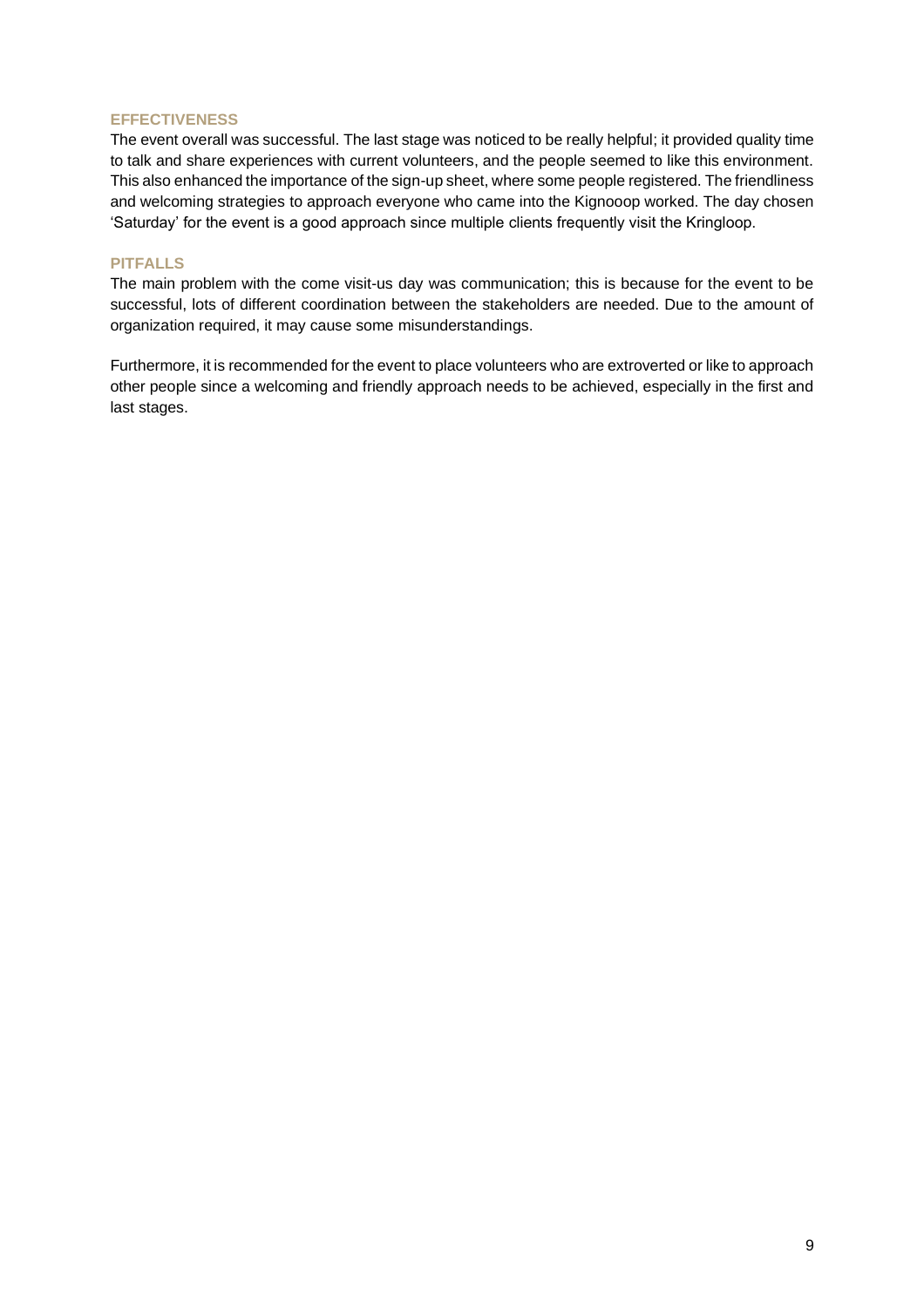### EFFECTIVENESS

The event overall was successful. The last stage was noticed to be really helpful; it provided quality time to talk and share experiences with current volunteers, and the people seemed to like this environment. This also enhanced the importance of the sign-up sheet, where some people registered. The friendliness and welcoming strategies to approach everyone who came into the Kignooop worked. The day chosen 'Saturday' for the event is a good approach since multiple clients frequently visit the Kringloop.

### PITFALLS

The main problem with the come visit-us day was communication; this is because for the event to be successful, lots of different coordination between the stakeholders are needed. Due to the amount of organization required, it may cause some misunderstandings.

Furthermore, it is recommended for the event to place volunteers who are extroverted or like to approach other people since a welcoming and friendly approach needs to be achieved, especially in the first and last stages.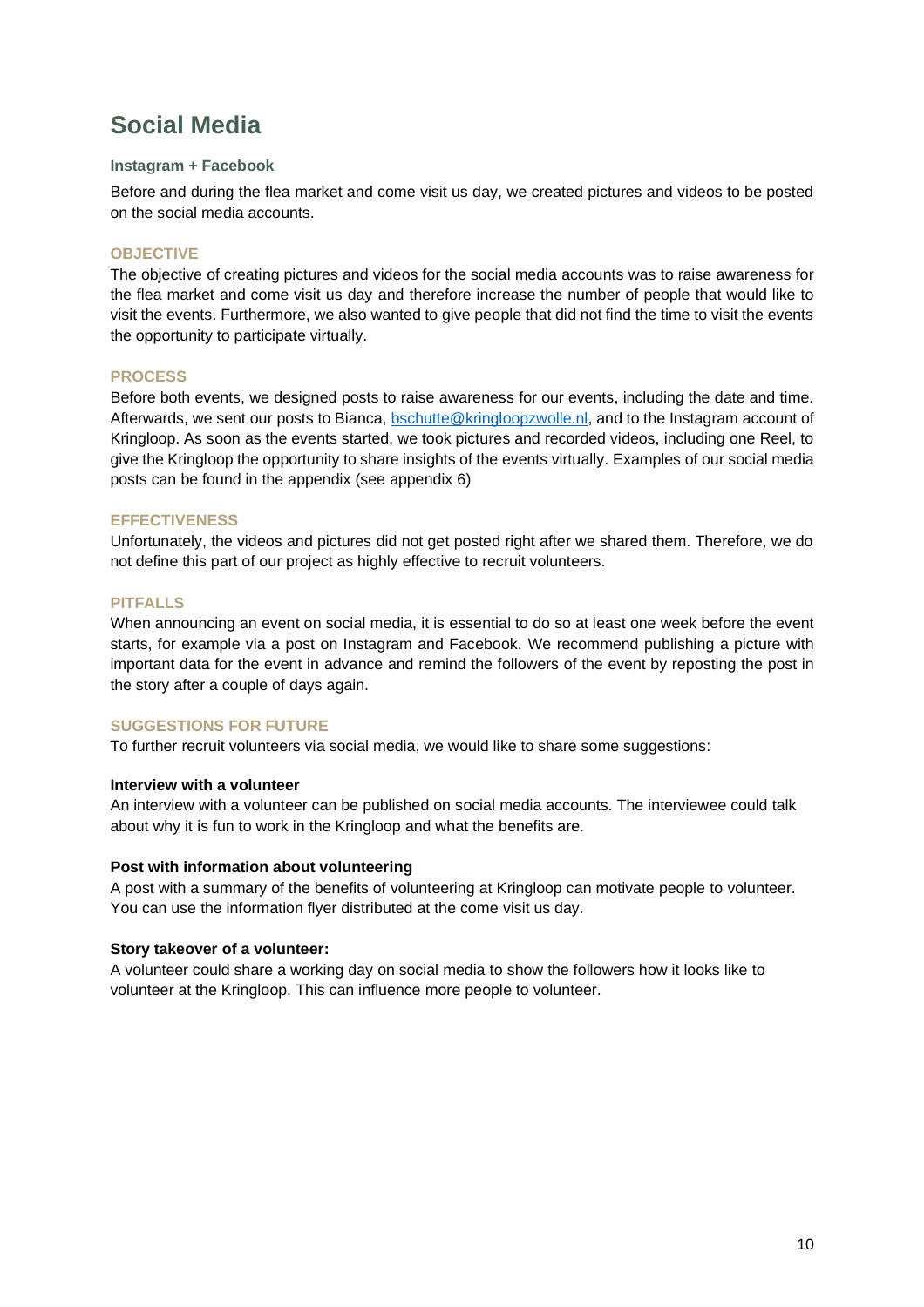# Social Media

### Instagram + Facebook

Before and during the flea market and come visit us day, we created pictures and videos to be posted on the social media accounts.

#### OBJECTIVE

The objective of creating pictures and videos for the social media accounts was to raise awareness for the flea market and come visit us day and therefore increase the number of people that would like to visit the events. Furthermore, we also wanted to give people that did not find the time to visit the events the opportunity to participate virtually.

#### PROCESS

Before both events, we designed posts to raise awareness for our events, including the date and time. Afterwards, we sent our posts to Bianca, [bschutte@kringloopzwolle.nl](mailto:bschutte@kringloopzwolle.nl), and to the Instagram account of Kringloop. As soon as the events started, we took pictures and recorded videos, including one Reel, to give the Kringloop the opportunity to share insights of the events virtually. Examples of our social media posts can be found in the appendix (see appendix 6)

#### EFFECTIVENESS

Unfortunately, the videos and pictures did not get posted right after we shared them. Therefore, we do not define this part of our project as highly effective to recruit volunteers.

#### PITFALLS

When announcing an event on social media, it is essential to do so at least one week before the event starts, for example via a post on Instagram and Facebook. We recommend publishing a picture with important data for the event in advance and remind the followers of the event by reposting the post in the story after a couple of days again.

#### SUGGESTIONS FOR FUTURE

To further recruit volunteers via social media, we would like to share some suggestions:

**Interview with a volunteer**

An interview with a volunteer can be published on social media accounts. The interviewee could talk about why it is fun to work in the Kringloop and what the benefits are.

**Post with information about volunteering**

A post with a summary of the benefits of volunteering at Kringloop can motivate people to volunteer. You can use the information flyer distributed at the come visit us day.

**Story takeover of a volunteer:**

A volunteer could share a working day on social media to show the followers how it looks like to volunteer at the Kringloop. This can influence more people to volunteer.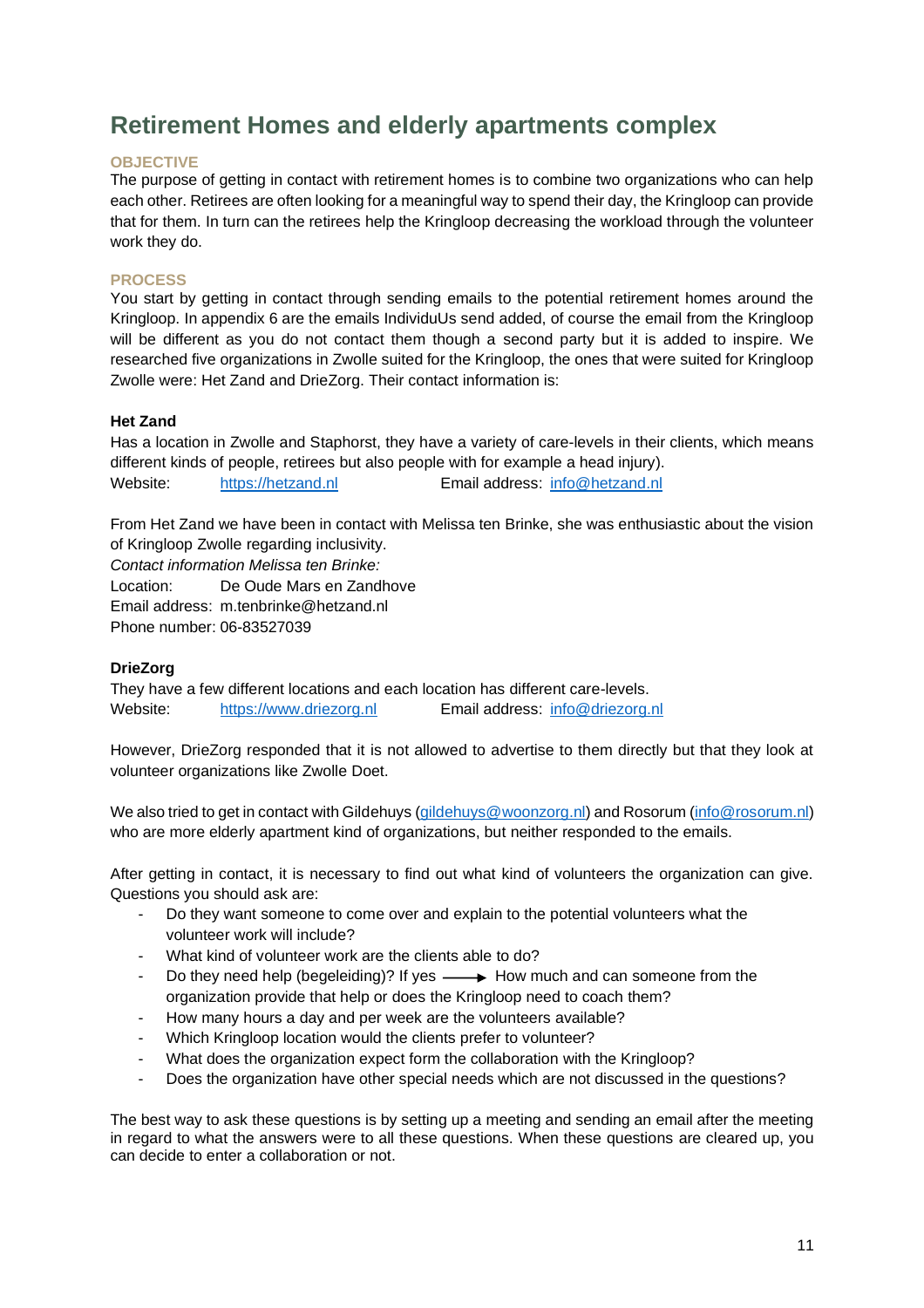# Retirement Homes and elderly apartments complex

**OBJECTIVE**

The purpose of getting in contact with retirement homes is to combine two organizations who can help each other. Retirees are often looking for a meaningful way to spend their day, the Kringloop can provide that for them. In turn can the retirees help the Kringloop decreasing the workload through the volunteer work they do.

**PROCESS**

You start by getting in contact through sending emails to the potential retirement homes around the Kringloop. In appendix 6 are the emails IndividuUs send added, of course the email from the Kringloop will be different as you do not contact them though a second party but it is added to inspire. We researched five organizations in Zwolle suited for the Kringloop, the ones that were suited for Kringloop Zwolle were: Het Zand and DrieZorg. Their contact information is:

**Het Zand**

Has a location in Zwolle and Staphorst, they have a variety of care-levels in their clients, which means different kinds of people, retirees but also people with for example a head injury).

Website: https://hetzand.nl Email address: info@hetzand.nl

From Het Zand we have been in contact with Melissa ten Brinke, she was enthusiastic about the vision of Kringloop Zwolle regarding inclusivity.

*Contact information Melissa ten Brinke:*

Location: De Oude Mars en Zandhove

Email address: m.tenbrinke@hetzand.nl

Phone number: 06-83527039

**DrieZorg**

They have a few different locations and each location has different care-levels.

Website: https://www.driezorg.nl Email address: info@driezorg.nl

However, DrieZorg responded that it is not allowed to advertise to them directly but that they look at volunteer organizations like Zwolle Doet.

We also tried to get in contact with Gildehuys (gildehuys@woonzorg.nl) and Rosorum (info@rosorum.nl) who are more elderly apartment kind of organizations, but neither responded to the emails.

After getting in contact, it is necessary to find out what kind of volunteers the organization can give. Questions you should ask are:

- Do they want someone to come over and explain to the potential volunteers what the volunteer work will include?
- What kind of volunteer work are the clients able to do?
- Do they need help (begeleiding)? If yes ⟶ How much and can someone from the organization provide that help or does the Kringloop need to coach them?
- How many hours a day and per week are the volunteers available?
- Which Kringloop location would the clients prefer to volunteer?
- What does the organization expect form the collaboration with the Kringloop?
- Does the organization have other special needs which are not discussed in the questions?

The best way to ask these questions is by setting up a meeting and sending an email after the meeting in regard to what the answers were to all these questions. When these questions are cleared up, you can decide to enter a collaboration or not.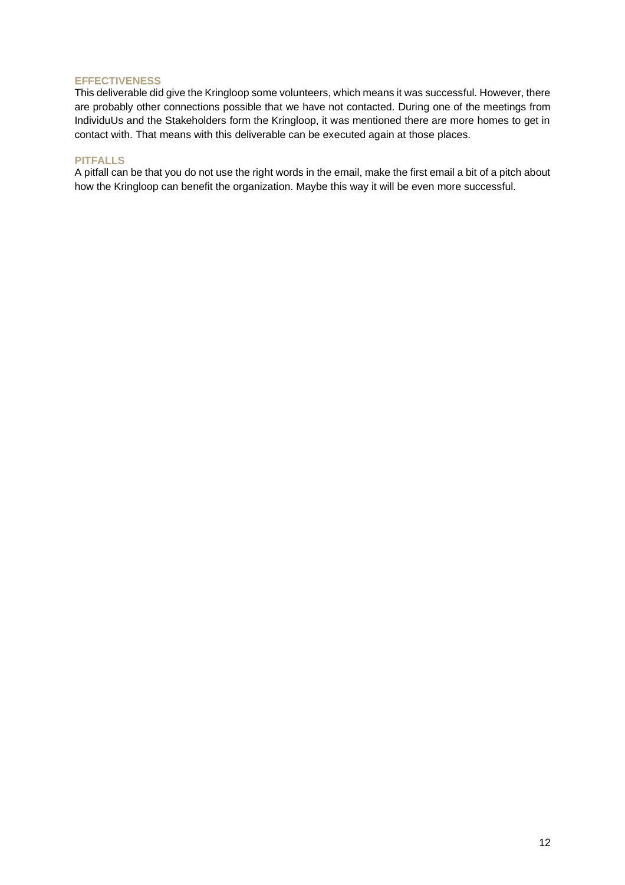### EFFECTIVENESS

This deliverable did give the Kringloop some volunteers, which means it was successful. However, there are probably other connections possible that we have not contacted. During one of the meetings from IndividuUs and the Stakeholders form the Kringloop, it was mentioned there are more homes to get in contact with. That means with this deliverable can be executed again at those places.

### PITFALLS

A pitfall can be that you do not use the right words in the email, make the first email a bit of a pitch about how the Kringloop can benefit the organization. Maybe this way it will be even more successful.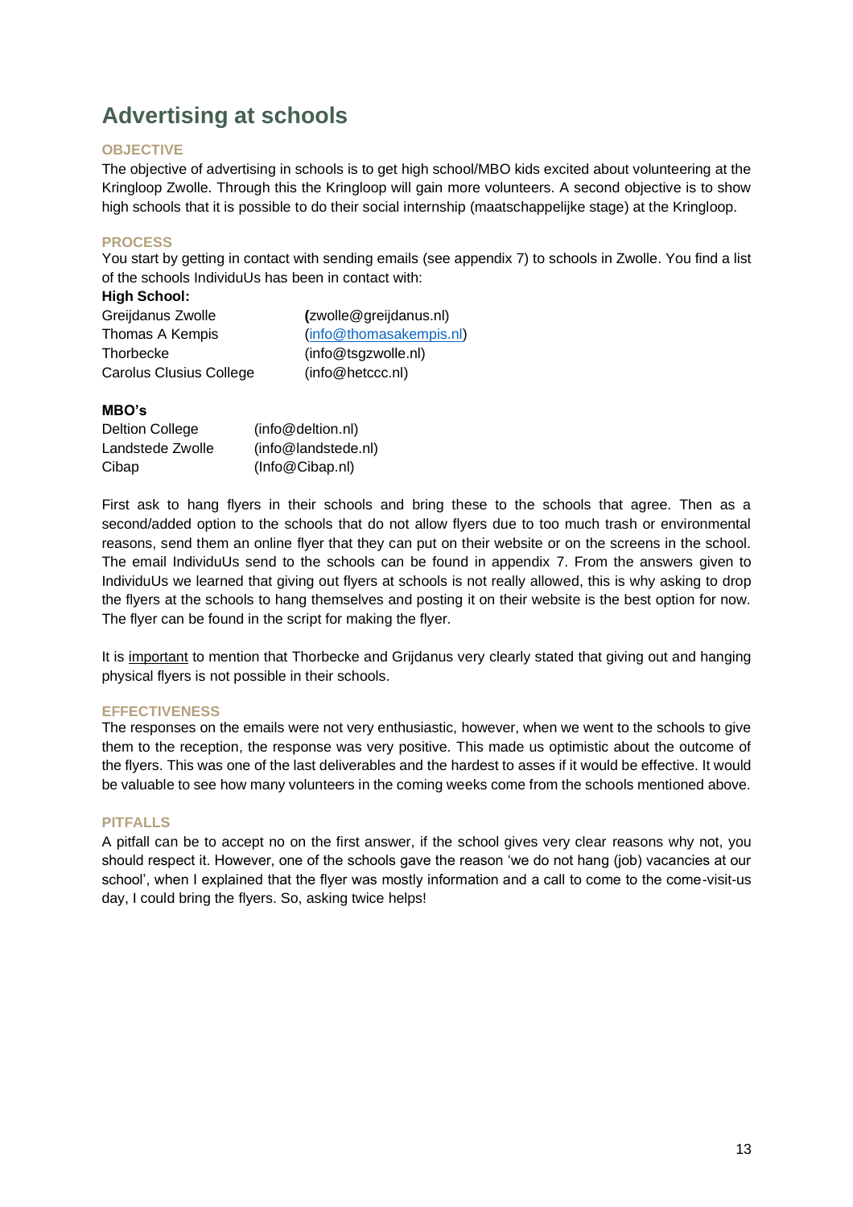## Advertising at schools

### OBJECTIVE

The objective of advertising in schools is to get high school/MBO kids excited about volunteering at the Kringloop Zwolle. Through this the Kringloop will gain more volunteers. A second objective is to show high schools that it is possible to do their social internship (maatschappelijke stage) at the Kringloop.

### PROCESS

You start by getting in contact with sending emails (see appendix 7) to schools in Zwolle. You find a list of the schools IndividuUs has been in contact with:

**High School:**

| | |
|---|---|
| Greijdanus Zwolle | **(**zwolle@greijdanus.nl) |
| Thomas A Kempis | (info@thomasakempis.nl) |
| Thorbecke | (info@tsgzwolle.nl) |
| Carolus Clusius College | (info@hetccc.nl) |

**MBO's**

| | |
|---|---|
| Deltion College | (info@deltion.nl) |
| Landstede Zwolle | (info@landstede.nl) |
| Cibap | (Info@Cibap.nl) |

First ask to hang flyers in their schools and bring these to the schools that agree. Then as a second/added option to the schools that do not allow flyers due to too much trash or environmental reasons, send them an online flyer that they can put on their website or on the screens in the school. The email IndividuUs send to the schools can be found in appendix 7. From the answers given to IndividuUs we learned that giving out flyers at schools is not really allowed, this is why asking to drop the flyers at the schools to hang themselves and posting it on their website is the best option for now. The flyer can be found in the script for making the flyer.

It is <u>important</u> to mention that Thorbecke and Grijdanus very clearly stated that giving out and hanging physical flyers is not possible in their schools.

### EFFECTIVENESS

The responses on the emails were not very enthusiastic, however, when we went to the schools to give them to the reception, the response was very positive. This made us optimistic about the outcome of the flyers. This was one of the last deliverables and the hardest to asses if it would be effective. It would be valuable to see how many volunteers in the coming weeks come from the schools mentioned above.

### PITFALLS

A pitfall can be to accept no on the first answer, if the school gives very clear reasons why not, you should respect it. However, one of the schools gave the reason 'we do not hang (job) vacancies at our school', when I explained that the flyer was mostly information and a call to come to the come-visit-us day, I could bring the flyers. So, asking twice helps!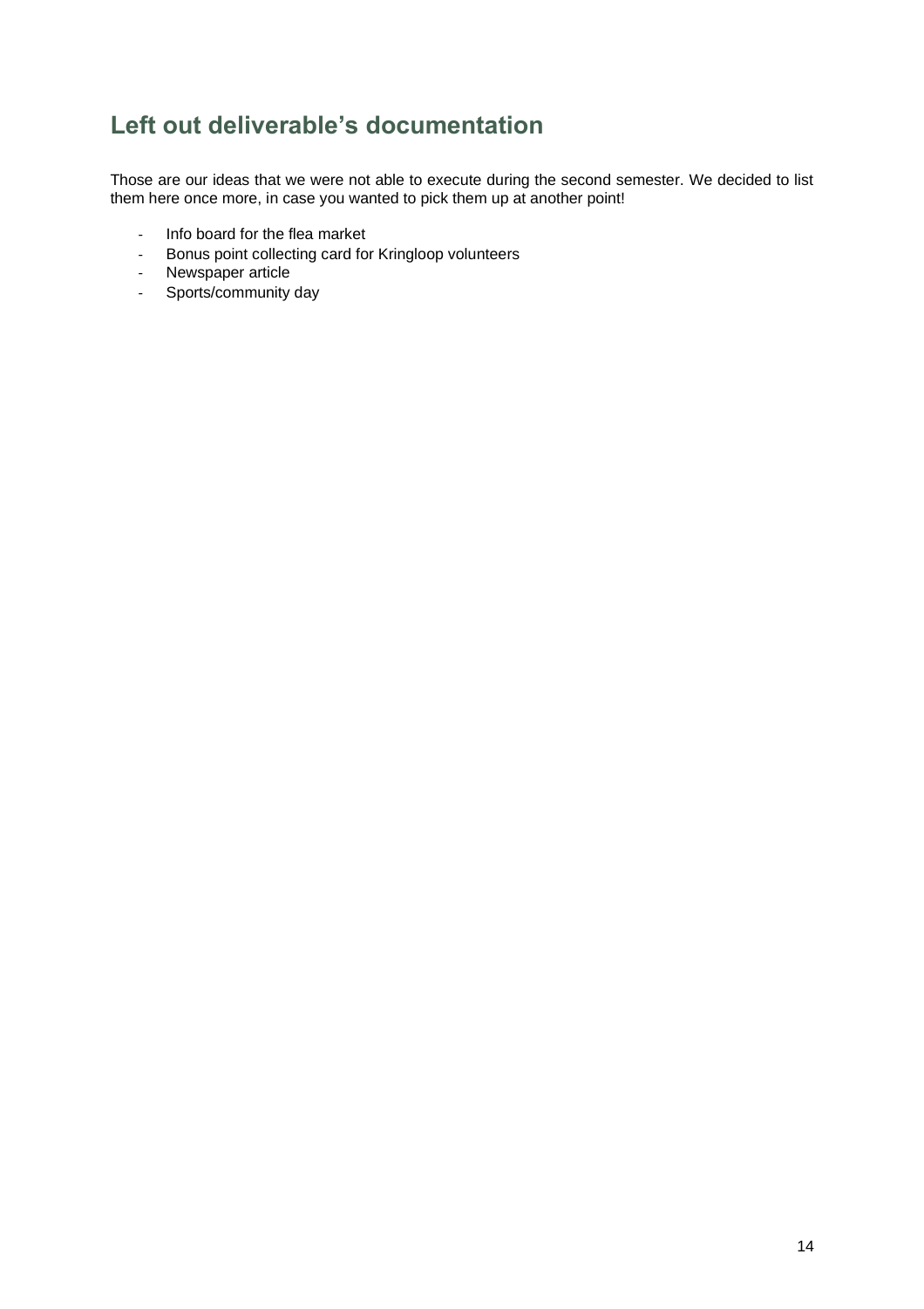## Left out deliverable's documentation

Those are our ideas that we were not able to execute during the second semester. We decided to list them here once more, in case you wanted to pick them up at another point!

- Info board for the flea market
- Bonus point collecting card for Kringloop volunteers
- Newspaper article
- Sports/community day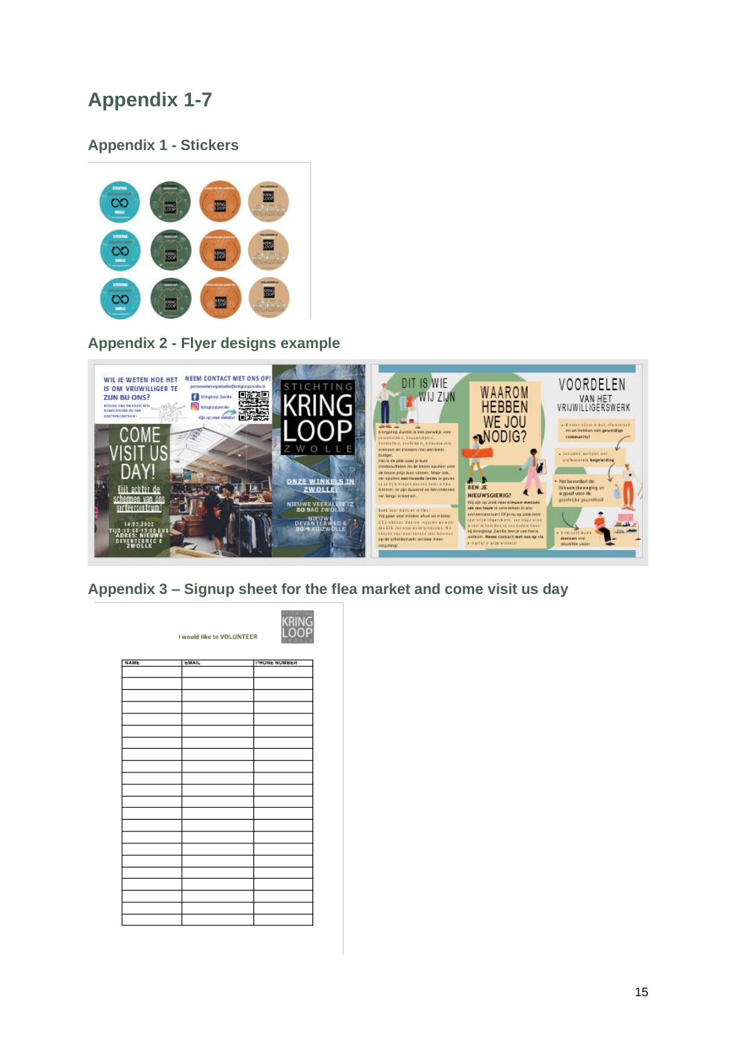# Appendix 1-7

## Appendix 1 - Stickers

## Appendix 2 - Flyer designs example

## Appendix 3 – Signup sheet for the flea market and come visit us day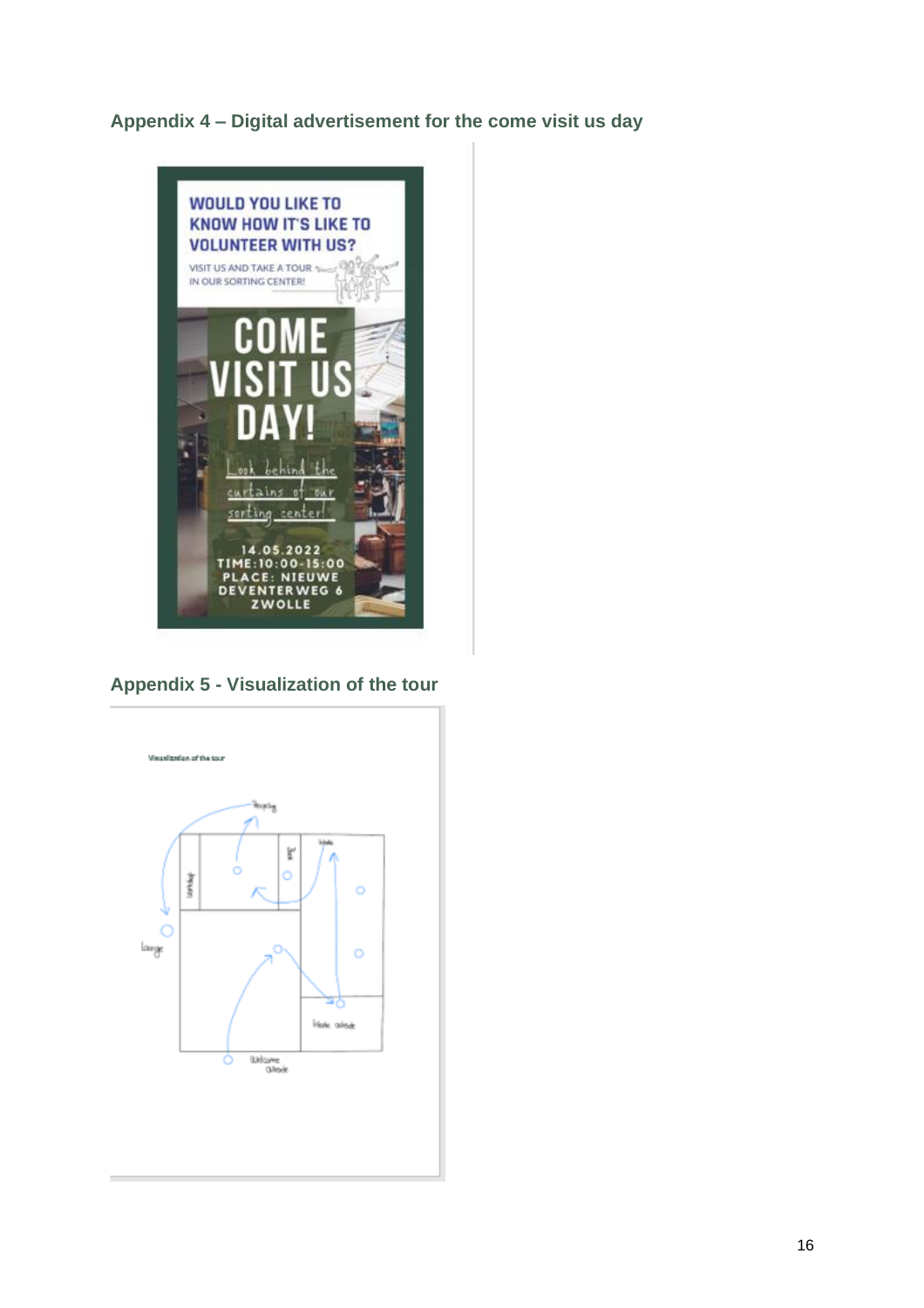## Appendix 4 – Digital advertisement for the come visit us day

WOULD YOU LIKE TO KNOW HOW IT'S LIKE TO VOLUNTEER WITH US?

VISIT US AND TAKE A TOUR IN OUR SORTING CENTER!

COME VISIT US DAY!

Look behind the curtains of our sorting center!

14.05.2022
TIME:10:00-15:00
PLACE: NIEUWE DEVENTERWEG 6
ZWOLLE

## Appendix 5 - Visualization of the tour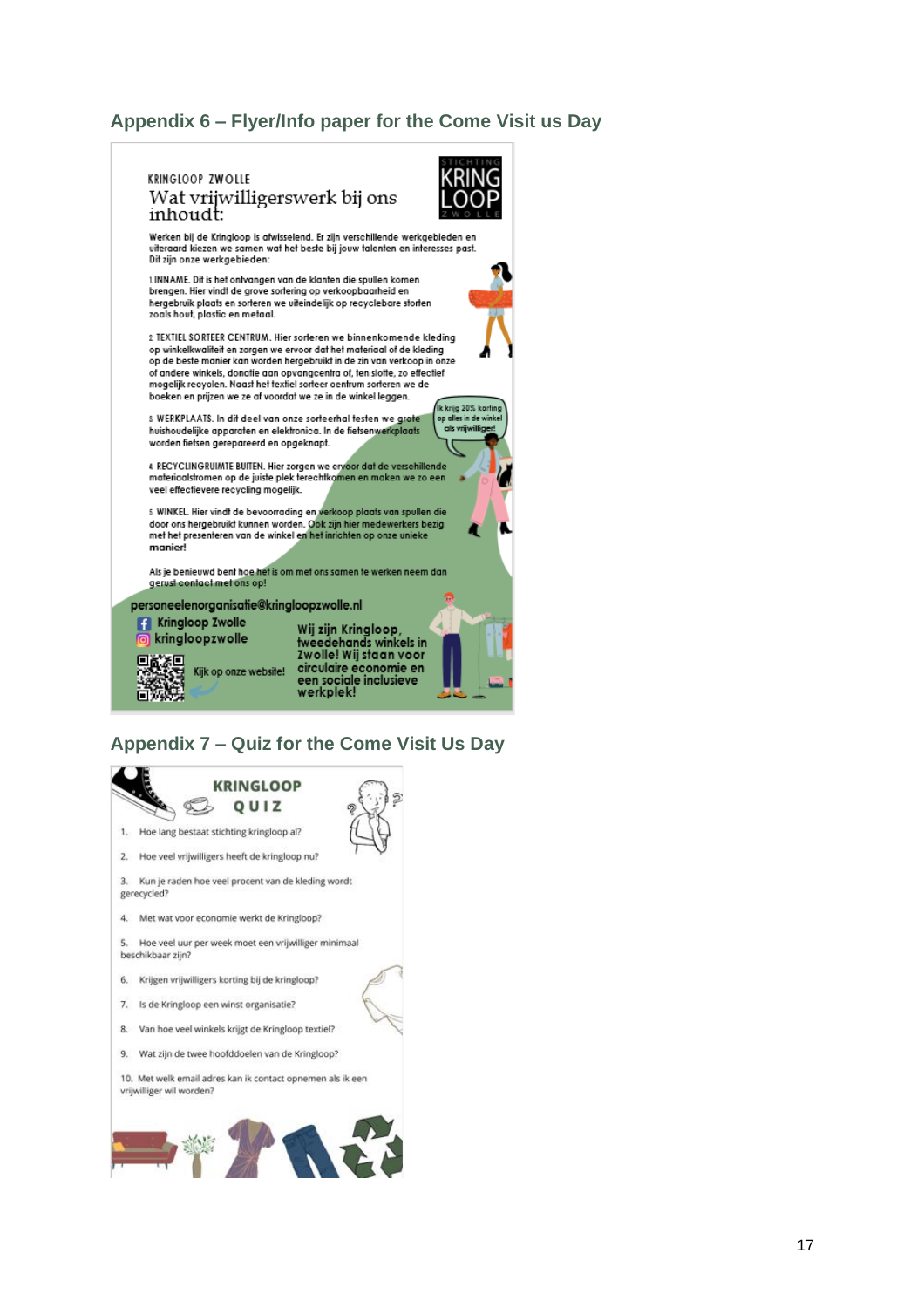## Appendix 6 – Flyer/Info paper for the Come Visit us Day

KRINGLOOP ZWOLLE

Wat vrijwilligerswerk bij ons inhoudt:

STICHTING KRING LOOP ZWOLLE

Werken bij de Kringloop is afwisselend. Er zijn verschillende werkgebieden en uiteraard kiezen we samen wat het beste bij jouw talenten en interesses past. Dit zijn onze werkgebieden:

1. INNAME. Dit is het ontvangen van de klanten die spullen komen brengen. Hier vindt de grove sortering op verkoopbaarheid en hergebruik plaats en sorteren we uiteindelijk op recyclebare storten zoals hout, plastic en metaal.

2. TEXTIEL SORTEER CENTRUM. Hier sorteren we binnenkomende kleding op winkelkwaliteit en zorgen we ervoor dat het materiaal of de kleding op de beste manier kan worden hergebruikt in de zin van verkoop in onze of andere winkels, donatie aan opvangcentra of, ten slotte, zo effectief mogelijk recyclen. Naast het textiel sorteer centrum sorteren we de boeken en prijzen we ze af voordat we ze in de winkel leggen.

3. WERKPLAATS. In dit deel van onze sorteerhal testen we grote huishoudelijke apparaten en elektronica. In de fietsenwerkplaats worden fietsen gerepareerd en opgeknapt.

Ik krijg 20% korting op alles in de winkel als vrijwilliger!

4. RECYCLINGRUIMTE BUITEN. Hier zorgen we ervoor dat de verschillende materiaalstromen op de juiste plek terechtkomen en maken we zo een veel effectievere recycling mogelijk.

5. WINKEL. Hier vindt de bevoorrading en verkoop plaats van spullen die door ons hergebruikt kunnen worden. Ook zijn hier medewerkers bezig met het presenteren van de winkel en het inrichten op onze unieke manier!

Als je benieuwd bent hoe het is om met ons samen te werken neem dan gerust contact met ons op!

personeelenorganisatie@kringloopzwolle.nl

Kringloop Zwolle

kringloopzwolle

Kijk op onze website!

Wij zijn Kringloop, tweedehands winkels in Zwolle! Wij staan voor circulaire economie en een sociale inclusieve werkplek!

## Appendix 7 – Quiz for the Come Visit Us Day

**KRINGLOOP QUIZ**

1. Hoe lang bestaat stichting kringloop al?
2. Hoe veel vrijwilligers heeft de kringloop nu?
3. Kun je raden hoe veel procent van de kleding wordt gerecycled?
4. Met wat voor economie werkt de Kringloop?
5. Hoe veel uur per week moet een vrijwilliger minimaal beschikbaar zijn?
6. Krijgen vrijwilligers korting bij de kringloop?
7. Is de Kringloop een winst organisatie?
8. Van hoe veel winkels krijgt de Kringloop textiel?
9. Wat zijn de twee hoofddoelen van de Kringloop?
10. Met welk email adres kan ik contact opnemen als ik een vrijwilliger wil worden?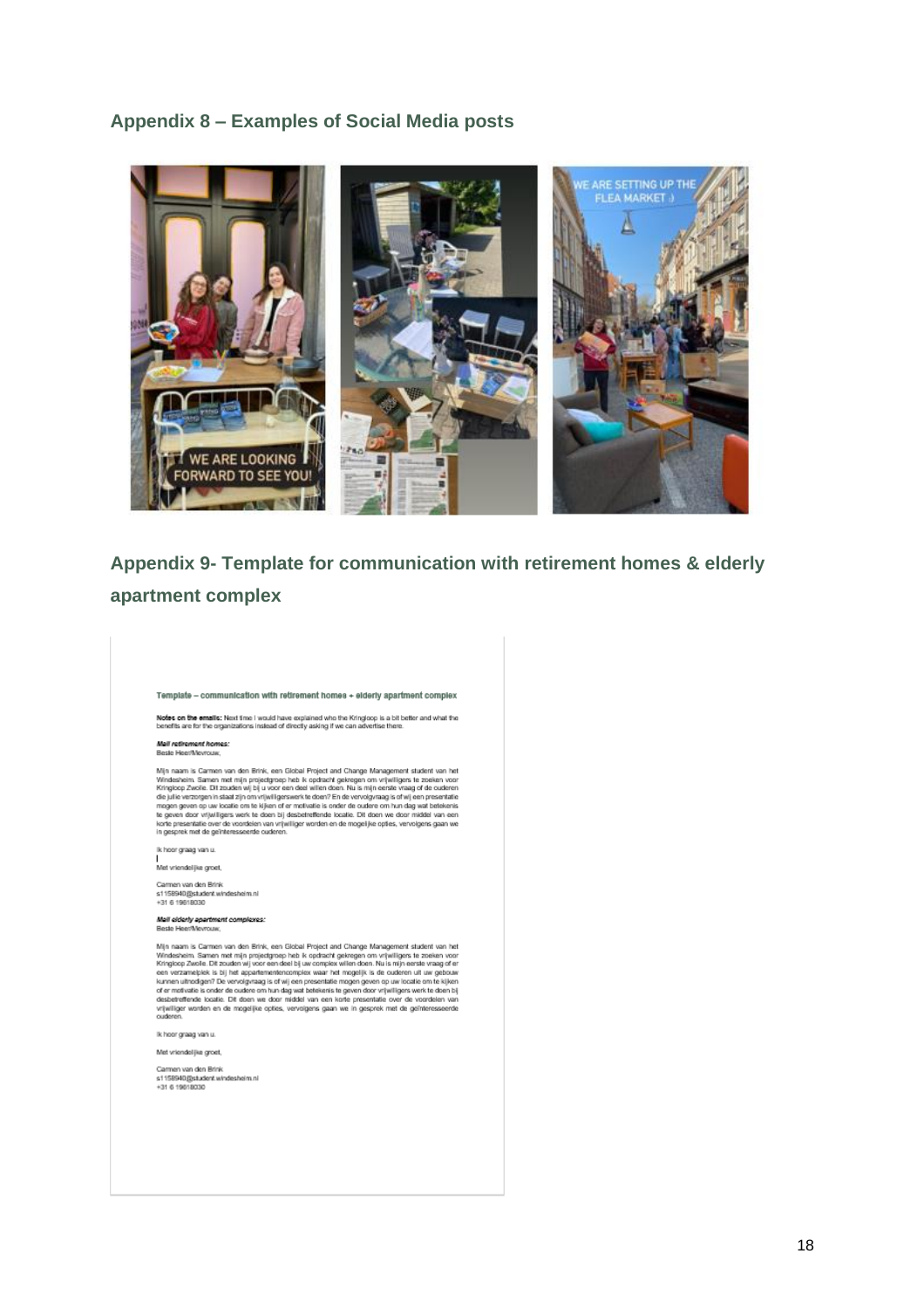## Appendix 8 – Examples of Social Media posts

## Appendix 9- Template for communication with retirement homes & elderly apartment complex

**Template – communication with retirement homes + elderly apartment complex**

**Notes on the emails:** Next time I would have explained who the Kringloop is a bit better and what the benefits are for the organizations instead of directly asking if we can advertise there.

***Mail retirement homes:***
Beste Heer/Mevrouw,

Mijn naam is Carmen van den Brink, een Global Project and Change Management student van het Windesheim. Samen met mijn projectgroep heb ik opdracht gekregen om vrijwilligers te zoeken voor Kringloop Zwolle. Dit zouden wij bij u voor een deel willen doen. Nu is mijn eerste vraag of de ouderen die jullie verzorgen in staat zijn om vrijwilligerswerk te doen? En de vervolgvraag is of wij een presentatie mogen geven op uw locatie om te kijken of er motivatie is onder de oudere om hun dag wat betekenis te geven door vrijwilligers werk te doen bij desbetreffende locatie. Dit doen we door middel van een korte presentatie over de voordelen van vrijwilliger worden en de mogelijke opties, vervolgens gaan we in gesprek met de geïnteresseerde ouderen.

Ik hoor graag van u.

Met vriendelijke groet,

Carmen van den Brink
s1158940@student.windesheim.nl
+31 6 19618030

***Mail elderly apartment complexes:***
Beste Heer/Mevrouw,

Mijn naam is Carmen van den Brink, een Global Project and Change Management student van het Windesheim. Samen met mijn projectgroep heb ik opdracht gekregen om vrijwilligers te zoeken voor Kringloop Zwolle. Dit zouden wij voor een deel bij uw complex willen doen. Nu is mijn eerste vraag of er een verzamelplek is bij het appartementencomplex waar het mogelijk is de ouderen uit uw gebouw kunnen uitnodigen? De vervolgvraag is of wij een presentatie mogen geven op uw locatie om te kijken of er motivatie is onder de oudere om hun dag wat betekenis te geven door vrijwilligers werk te doen bij desbetreffende locatie. Dit doen we door middel van een korte presentatie over de voordelen van vrijwilliger worden en de mogelijke opties, vervolgens gaan we in gesprek met de geïnteresseerde ouderen.

Ik hoor graag van u.

Met vriendelijke groet,

Carmen van den Brink
s1158940@student.windesheim.nl
+31 6 19618030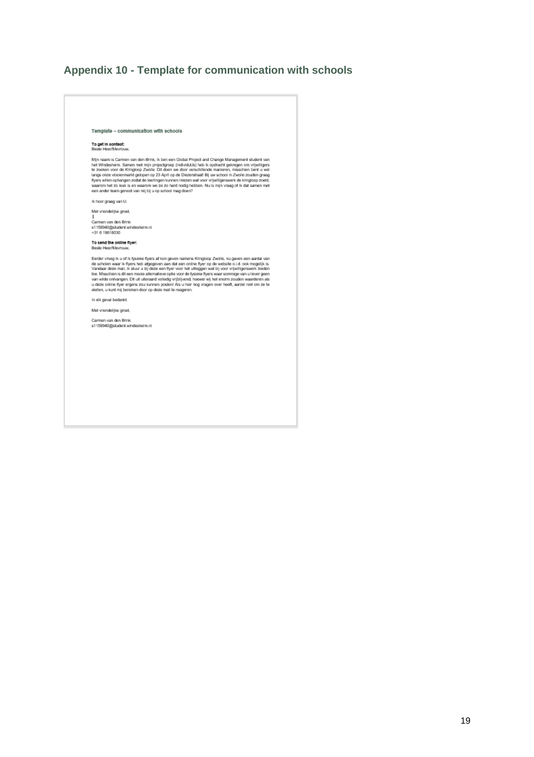## Appendix 10 - Template for communication with schools

### Template – communication with schools

**To get in contact:**
Beste Heer/Mevrouw,

Mijn naam is Carmen van den Brink, ik ben een Global Project and Change Management student van het Windesheim. Samen met mijn projectgroep (IndividuUs) heb ik opdracht gekregen om vrijwilligers te zoeken voor de Kringloop Zwolle. Dit doen we door verschillende manieren, misschien bent u wel langs onze vlooienmarkt gelopen op 23 April op de Diezerstraat! Bij uw school in Zwolle zouden graag flyers willen ophangen zodat de leerlingen kunnen inlezen wat voor vrijwilligerswerk de kringloop zoekt, waarom het zo leuk is en waarom we ze zo hard nodig hebben. Nu is mijn vraag of ik dat samen met een ander team genoot van mij bij u op school mag doen?

Ik hoor graag van U.

Met vriendelijke groet,

Carmen van den Brink
s1158940@student.windesheim.nl
+31 6 19618030

**To send the online flyer:**
Beste Heer/Mevrouw,

Eerder vroeg ik u of ik fysieke flyers af kon geven namens Kringloop Zwolle, nu gaven een aantal van de scholen waar ik flyers heb afgegeven aan dat een online flyer op de website o.i.d. ook mogelijk is. Vandaar deze mail, ik stuur u bij deze een flyer voor het uitleggen wat bij voor vrijwilligerswerk bieden toe. Misschien is dit een mooie alternatieve optie voor de fysieke flyers waar sommige van u liever geen van wilde ontvangen. Dit uit uiteraard volledig vrijblijvend, hoewel wij het enorm zouden waarderen als u deze online flyer ergens zou kunnen posten! Als u hier nog vragen over heeft, aarzel niet om ze te stellen, u kunt mij bereiken door op deze mail te reageren.

In elk geval bedankt.

Met vriendelijke groet,

Carmen van den Brink
s1158940@student.windesheim.nl